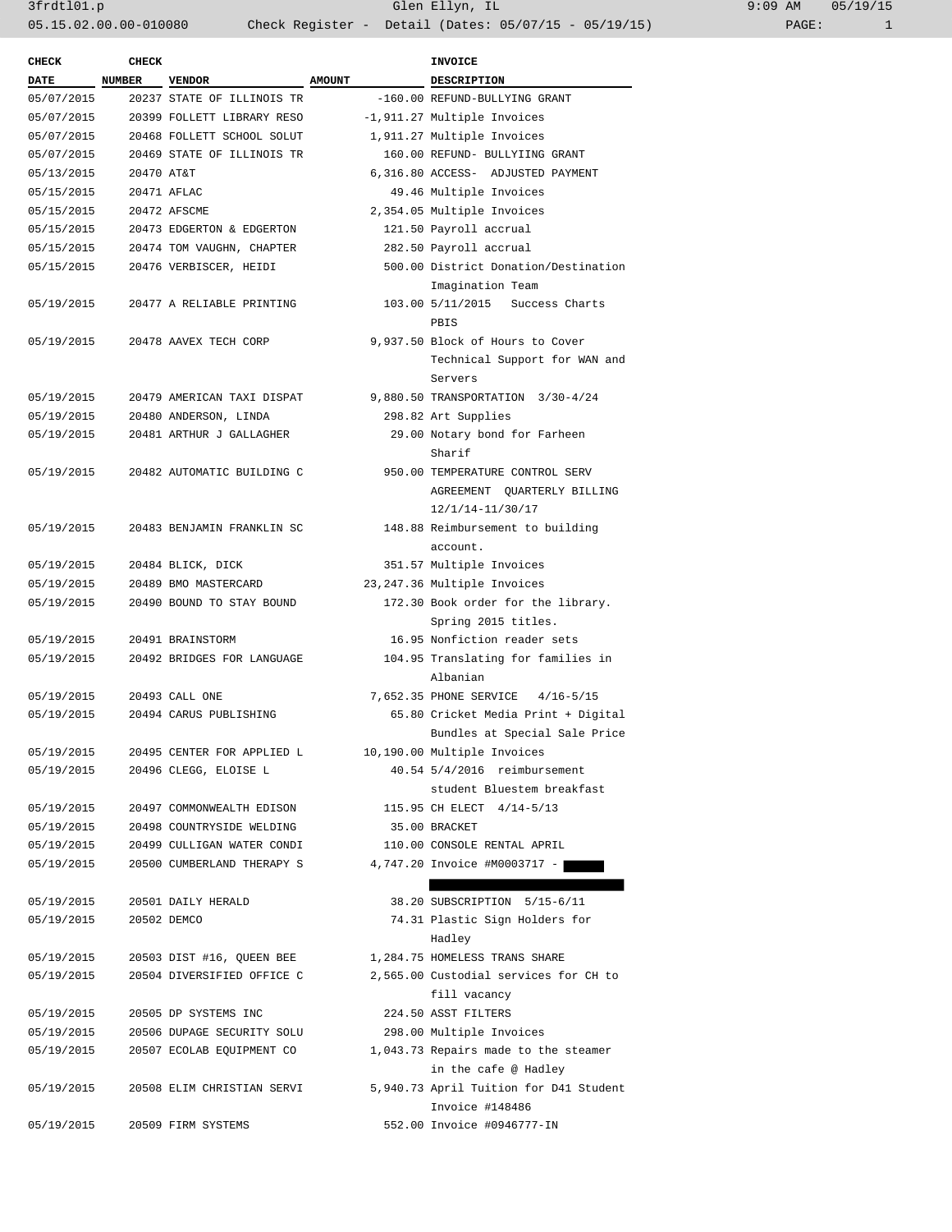| CHECK DATE | CHECK NUMBER | VENDOR | AMOUNT | INVOICE DESCRIPTION |
|---|---|---|---|---|
| 05/07/2015 | 20237 | STATE OF ILLINOIS TR | -160.00 | REFUND-BULLYING GRANT |
| 05/07/2015 | 20399 | FOLLETT LIBRARY RESO | -1,911.27 | Multiple Invoices |
| 05/07/2015 | 20468 | FOLLETT SCHOOL SOLUT | 1,911.27 | Multiple Invoices |
| 05/07/2015 | 20469 | STATE OF ILLINOIS TR | 160.00 | REFUND- BULLYIING GRANT |
| 05/13/2015 | 20470 | AT&T | 6,316.80 | ACCESS- ADJUSTED PAYMENT |
| 05/15/2015 | 20471 | AFLAC | 49.46 | Multiple Invoices |
| 05/15/2015 | 20472 | AFSCME | 2,354.05 | Multiple Invoices |
| 05/15/2015 | 20473 | EDGERTON & EDGERTON | 121.50 | Payroll accrual |
| 05/15/2015 | 20474 | TOM VAUGHN, CHAPTER | 282.50 | Payroll accrual |
| 05/15/2015 | 20476 | VERBISCER, HEIDI | 500.00 | District Donation/Destination Imagination Team |
| 05/19/2015 | 20477 | A RELIABLE PRINTING | 103.00 | 5/11/2015 Success Charts PBIS |
| 05/19/2015 | 20478 | AAVEX TECH CORP | 9,937.50 | Block of Hours to Cover Technical Support for WAN and Servers |
| 05/19/2015 | 20479 | AMERICAN TAXI DISPAT | 9,880.50 | TRANSPORTATION 3/30-4/24 |
| 05/19/2015 | 20480 | ANDERSON, LINDA | 298.82 | Art Supplies |
| 05/19/2015 | 20481 | ARTHUR J GALLAGHER | 29.00 | Notary bond for Farheen Sharif |
| 05/19/2015 | 20482 | AUTOMATIC BUILDING C | 950.00 | TEMPERATURE CONTROL SERV AGREEMENT QUARTERLY BILLING 12/1/14-11/30/17 |
| 05/19/2015 | 20483 | BENJAMIN FRANKLIN SC | 148.88 | Reimbursement to building account. |
| 05/19/2015 | 20484 | BLICK, DICK | 351.57 | Multiple Invoices |
| 05/19/2015 | 20489 | BMO MASTERCARD | 23,247.36 | Multiple Invoices |
| 05/19/2015 | 20490 | BOUND TO STAY BOUND | 172.30 | Book order for the library. Spring 2015 titles. |
| 05/19/2015 | 20491 | BRAINSTORM | 16.95 | Nonfiction reader sets |
| 05/19/2015 | 20492 | BRIDGES FOR LANGUAGE | 104.95 | Translating for families in Albanian |
| 05/19/2015 | 20493 | CALL ONE | 7,652.35 | PHONE SERVICE 4/16-5/15 |
| 05/19/2015 | 20494 | CARUS PUBLISHING | 65.80 | Cricket Media Print + Digital Bundles at Special Sale Price |
| 05/19/2015 | 20495 | CENTER FOR APPLIED L | 10,190.00 | Multiple Invoices |
| 05/19/2015 | 20496 | CLEGG, ELOISE L | 40.54 | 5/4/2016 reimbursement student Bluestem breakfast |
| 05/19/2015 | 20497 | COMMONWEALTH EDISON | 115.95 | CH ELECT 4/14-5/13 |
| 05/19/2015 | 20498 | COUNTRYSIDE WELDING | 35.00 | BRACKET |
| 05/19/2015 | 20499 | CULLIGAN WATER CONDI | 110.00 | CONSOLE RENTAL APRIL |
| 05/19/2015 | 20500 | CUMBERLAND THERAPY S | 4,747.20 | Invoice #M0003717 - [REDACTED] |
| 05/19/2015 | 20501 | DAILY HERALD | 38.20 | SUBSCRIPTION 5/15-6/11 |
| 05/19/2015 | 20502 | DEMCO | 74.31 | Plastic Sign Holders for Hadley |
| 05/19/2015 | 20503 | DIST #16, QUEEN BEE | 1,284.75 | HOMELESS TRANS SHARE |
| 05/19/2015 | 20504 | DIVERSIFIED OFFICE C | 2,565.00 | Custodial services for CH to fill vacancy |
| 05/19/2015 | 20505 | DP SYSTEMS INC | 224.50 | ASST FILTERS |
| 05/19/2015 | 20506 | DUPAGE SECURITY SOLU | 298.00 | Multiple Invoices |
| 05/19/2015 | 20507 | ECOLAB EQUIPMENT CO | 1,043.73 | Repairs made to the steamer in the cafe @ Hadley |
| 05/19/2015 | 20508 | ELIM CHRISTIAN SERVI | 5,940.73 | April Tuition for D41 Student Invoice #148486 |
| 05/19/2015 | 20509 | FIRM SYSTEMS | 552.00 | Invoice #0946777-IN |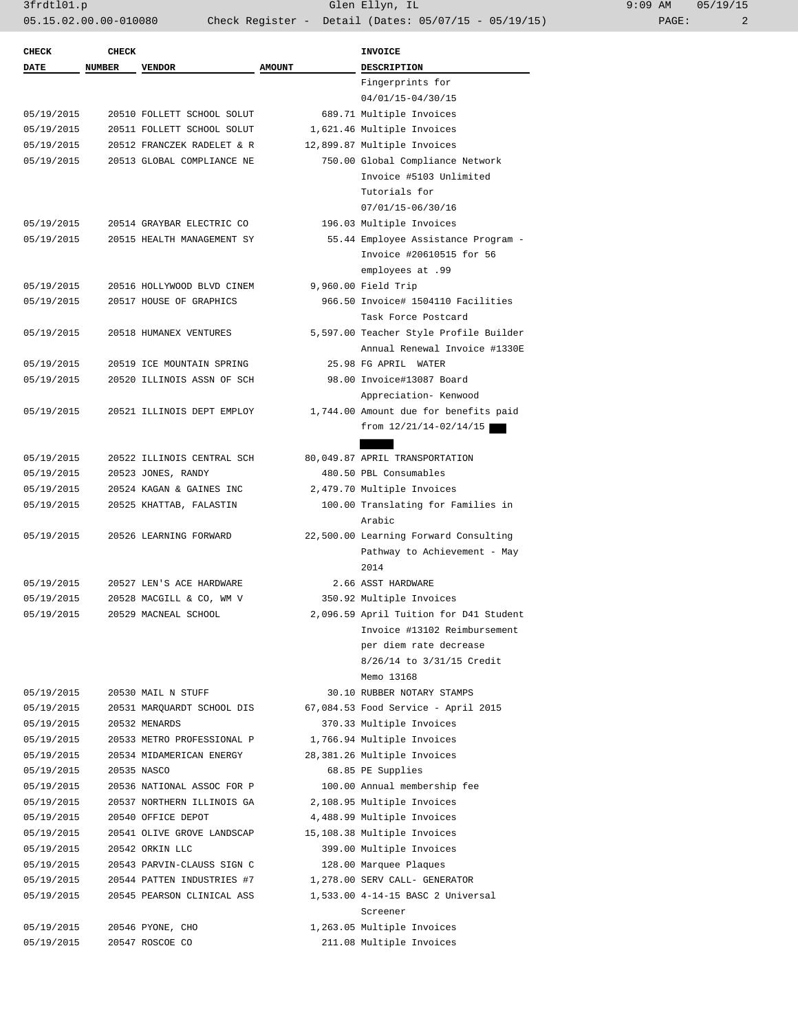| CHECK DATE | CHECK NUMBER | VENDOR | AMOUNT | INVOICE DESCRIPTION |
|---|---|---|---|---|
| | | | | Fingerprints for 04/01/15-04/30/15 |
| 05/19/2015 | 20510 | FOLLETT SCHOOL SOLUT | 689.71 | Multiple Invoices |
| 05/19/2015 | 20511 | FOLLETT SCHOOL SOLUT | 1,621.46 | Multiple Invoices |
| 05/19/2015 | 20512 | FRANCZEK RADELET & R | 12,899.87 | Multiple Invoices |
| 05/19/2015 | 20513 | GLOBAL COMPLIANCE NE | 750.00 | Global Compliance Network Invoice #5103 Unlimited Tutorials for 07/01/15-06/30/16 |
| 05/19/2015 | 20514 | GRAYBAR ELECTRIC CO | 196.03 | Multiple Invoices |
| 05/19/2015 | 20515 | HEALTH MANAGEMENT SY | 55.44 | Employee Assistance Program - Invoice #20610515 for 56 employees at .99 |
| 05/19/2015 | 20516 | HOLLYWOOD BLVD CINEM | 9,960.00 | Field Trip |
| 05/19/2015 | 20517 | HOUSE OF GRAPHICS | 966.50 | Invoice# 1504110 Facilities Task Force Postcard |
| 05/19/2015 | 20518 | HUMANEX VENTURES | 5,597.00 | Teacher Style Profile Builder Annual Renewal Invoice #1330E |
| 05/19/2015 | 20519 | ICE MOUNTAIN SPRING | 25.98 | FG APRIL WATER |
| 05/19/2015 | 20520 | ILLINOIS ASSN OF SCH | 98.00 | Invoice#13087 Board Appreciation- Kenwood |
| 05/19/2015 | 20521 | ILLINOIS DEPT EMPLOY | 1,744.00 | Amount due for benefits paid from 12/21/14-02/14/15 |
| 05/19/2015 | 20522 | ILLINOIS CENTRAL SCH | 80,049.87 | APRIL TRANSPORTATION |
| 05/19/2015 | 20523 | JONES, RANDY | 480.50 | PBL Consumables |
| 05/19/2015 | 20524 | KAGAN & GAINES INC | 2,479.70 | Multiple Invoices |
| 05/19/2015 | 20525 | KHATTAB, FALASTIN | 100.00 | Translating for Families in Arabic |
| 05/19/2015 | 20526 | LEARNING FORWARD | 22,500.00 | Learning Forward Consulting Pathway to Achievement - May 2014 |
| 05/19/2015 | 20527 | LEN'S ACE HARDWARE | 2.66 | ASST HARDWARE |
| 05/19/2015 | 20528 | MACGILL & CO, WM V | 350.92 | Multiple Invoices |
| 05/19/2015 | 20529 | MACNEAL SCHOOL | 2,096.59 | April Tuition for D41 Student Invoice #13102 Reimbursement per diem rate decrease 8/26/14 to 3/31/15 Credit Memo 13168 |
| 05/19/2015 | 20530 | MAIL N STUFF | 30.10 | RUBBER NOTARY STAMPS |
| 05/19/2015 | 20531 | MARQUARDT SCHOOL DIS | 67,084.53 | Food Service - April 2015 |
| 05/19/2015 | 20532 | MENARDS | 370.33 | Multiple Invoices |
| 05/19/2015 | 20533 | METRO PROFESSIONAL P | 1,766.94 | Multiple Invoices |
| 05/19/2015 | 20534 | MIDAMERICAN ENERGY | 28,381.26 | Multiple Invoices |
| 05/19/2015 | 20535 | NASCO | 68.85 | PE Supplies |
| 05/19/2015 | 20536 | NATIONAL ASSOC FOR P | 100.00 | Annual membership fee |
| 05/19/2015 | 20537 | NORTHERN ILLINOIS GA | 2,108.95 | Multiple Invoices |
| 05/19/2015 | 20540 | OFFICE DEPOT | 4,488.99 | Multiple Invoices |
| 05/19/2015 | 20541 | OLIVE GROVE LANDSCAP | 15,108.38 | Multiple Invoices |
| 05/19/2015 | 20542 | ORKIN LLC | 399.00 | Multiple Invoices |
| 05/19/2015 | 20543 | PARVIN-CLAUSS SIGN C | 128.00 | Marquee Plaques |
| 05/19/2015 | 20544 | PATTEN INDUSTRIES #7 | 1,278.00 | SERV CALL- GENERATOR |
| 05/19/2015 | 20545 | PEARSON CLINICAL ASS | 1,533.00 | 4-14-15 BASC 2 Universal Screener |
| 05/19/2015 | 20546 | PYONE, CHO | 1,263.05 | Multiple Invoices |
| 05/19/2015 | 20547 | ROSCOE CO | 211.08 | Multiple Invoices |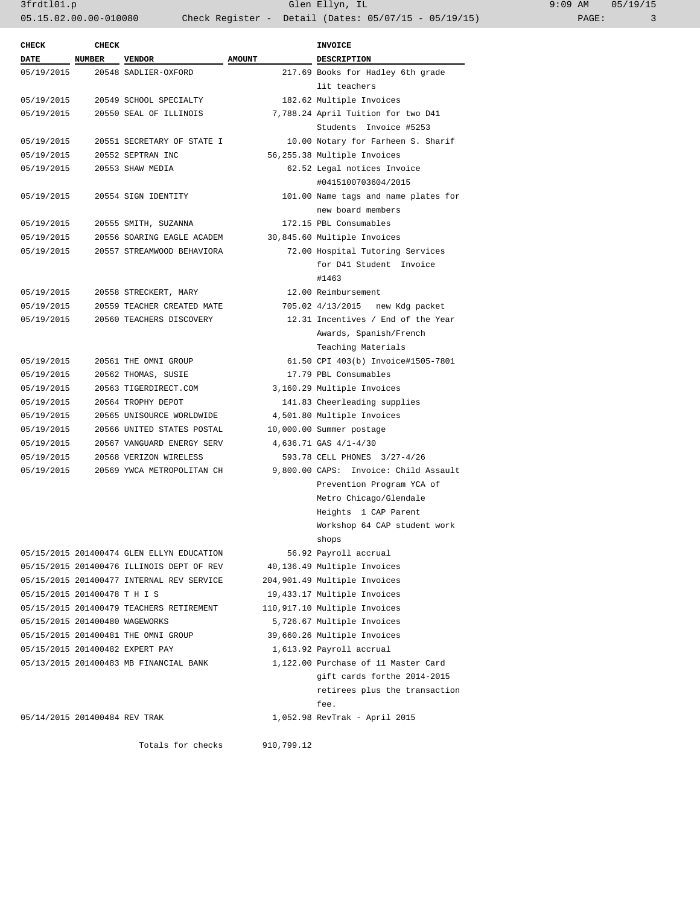| CHECK DATE | CHECK NUMBER | VENDOR | AMOUNT | INVOICE DESCRIPTION |
|---|---|---|---|---|
| 05/19/2015 | 20548 | SADLIER-OXFORD | 217.69 | Books for Hadley 6th grade lit teachers |
| 05/19/2015 | 20549 | SCHOOL SPECIALTY | 182.62 | Multiple Invoices |
| 05/19/2015 | 20550 | SEAL OF ILLINOIS | 7,788.24 | April Tuition for two D41 Students Invoice #5253 |
| 05/19/2015 | 20551 | SECRETARY OF STATE I | 10.00 | Notary for Farheen S. Sharif |
| 05/19/2015 | 20552 | SEPTRAN INC | 56,255.38 | Multiple Invoices |
| 05/19/2015 | 20553 | SHAW MEDIA | 62.52 | Legal notices Invoice #0415100703604/2015 |
| 05/19/2015 | 20554 | SIGN IDENTITY | 101.00 | Name tags and name plates for new board members |
| 05/19/2015 | 20555 | SMITH, SUZANNA | 172.15 | PBL Consumables |
| 05/19/2015 | 20556 | SOARING EAGLE ACADEM | 30,845.60 | Multiple Invoices |
| 05/19/2015 | 20557 | STREAMWOOD BEHAVIORA | 72.00 | Hospital Tutoring Services for D41 Student Invoice #1463 |
| 05/19/2015 | 20558 | STRECKERT, MARY | 12.00 | Reimbursement |
| 05/19/2015 | 20559 | TEACHER CREATED MATE | 705.02 | 4/13/2015 new Kdg packet |
| 05/19/2015 | 20560 | TEACHERS DISCOVERY | 12.31 | Incentives / End of the Year Awards, Spanish/French Teaching Materials |
| 05/19/2015 | 20561 | THE OMNI GROUP | 61.50 | CPI 403(b) Invoice#1505-7801 |
| 05/19/2015 | 20562 | THOMAS, SUSIE | 17.79 | PBL Consumables |
| 05/19/2015 | 20563 | TIGERDIRECT.COM | 3,160.29 | Multiple Invoices |
| 05/19/2015 | 20564 | TROPHY DEPOT | 141.83 | Cheerleading supplies |
| 05/19/2015 | 20565 | UNISOURCE WORLDWIDE | 4,501.80 | Multiple Invoices |
| 05/19/2015 | 20566 | UNITED STATES POSTAL | 10,000.00 | Summer postage |
| 05/19/2015 | 20567 | VANGUARD ENERGY SERV | 4,636.71 | GAS 4/1-4/30 |
| 05/19/2015 | 20568 | VERIZON WIRELESS | 593.78 | CELL PHONES 3/27-4/26 |
| 05/19/2015 | 20569 | YWCA METROPOLITAN CH | 9,800.00 | CAPS: Invoice: Child Assault Prevention Program YCA of Metro Chicago/Glendale Heights 1 CAP Parent Workshop 64 CAP student work shops |
| 05/15/2015 | 201400474 | GLEN ELLYN EDUCATION | 56.92 | Payroll accrual |
| 05/15/2015 | 201400476 | ILLINOIS DEPT OF REV | 40,136.49 | Multiple Invoices |
| 05/15/2015 | 201400477 | INTERNAL REV SERVICE | 204,901.49 | Multiple Invoices |
| 05/15/2015 | 201400478 | T H I S | 19,433.17 | Multiple Invoices |
| 05/15/2015 | 201400479 | TEACHERS RETIREMENT | 110,917.10 | Multiple Invoices |
| 05/15/2015 | 201400480 | WAGEWORKS | 5,726.67 | Multiple Invoices |
| 05/15/2015 | 201400481 | THE OMNI GROUP | 39,660.26 | Multiple Invoices |
| 05/15/2015 | 201400482 | EXPERT PAY | 1,613.92 | Payroll accrual |
| 05/13/2015 | 201400483 | MB FINANCIAL BANK | 1,122.00 | Purchase of 11 Master Card gift cards forthe 2014-2015 retirees plus the transaction fee. |
| 05/14/2015 | 201400484 | REV TRAK | 1,052.98 | RevTrak - April 2015 |
| | | Totals for checks | 910,799.12 | |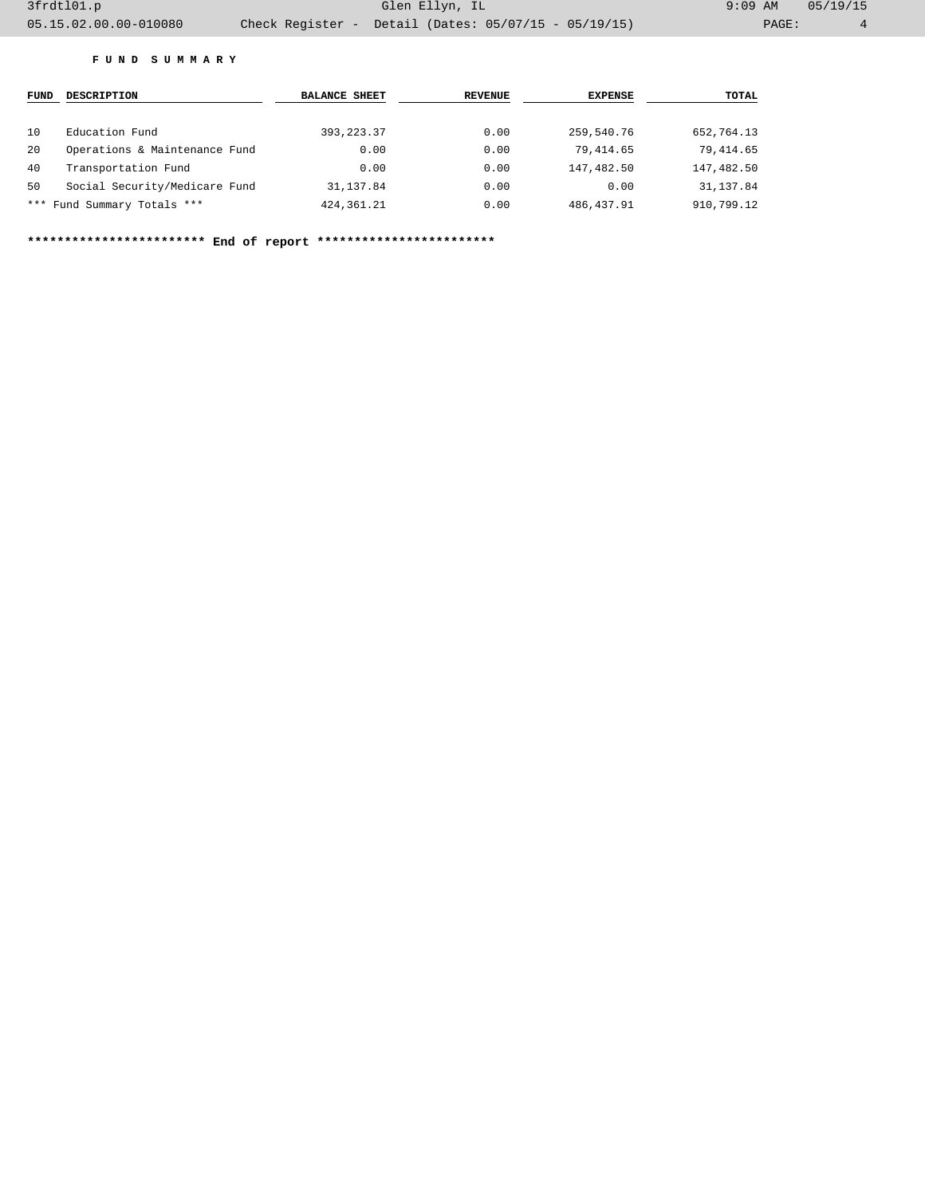**F U N D   S U M M A R Y**

| FUND | DESCRIPTION | BALANCE SHEET | REVENUE | EXPENSE | TOTAL |
|---|---|---|---|---|---|
| 10 | Education Fund | 393,223.37 | 0.00 | 259,540.76 | 652,764.13 |
| 20 | Operations & Maintenance Fund | 0.00 | 0.00 | 79,414.65 | 79,414.65 |
| 40 | Transportation Fund | 0.00 | 0.00 | 147,482.50 | 147,482.50 |
| 50 | Social Security/Medicare Fund | 31,137.84 | 0.00 | 0.00 | 31,137.84 |
| *** Fund Summary Totals *** | | 424,361.21 | 0.00 | 486,437.91 | 910,799.12 |

************************ **End of report** ************************